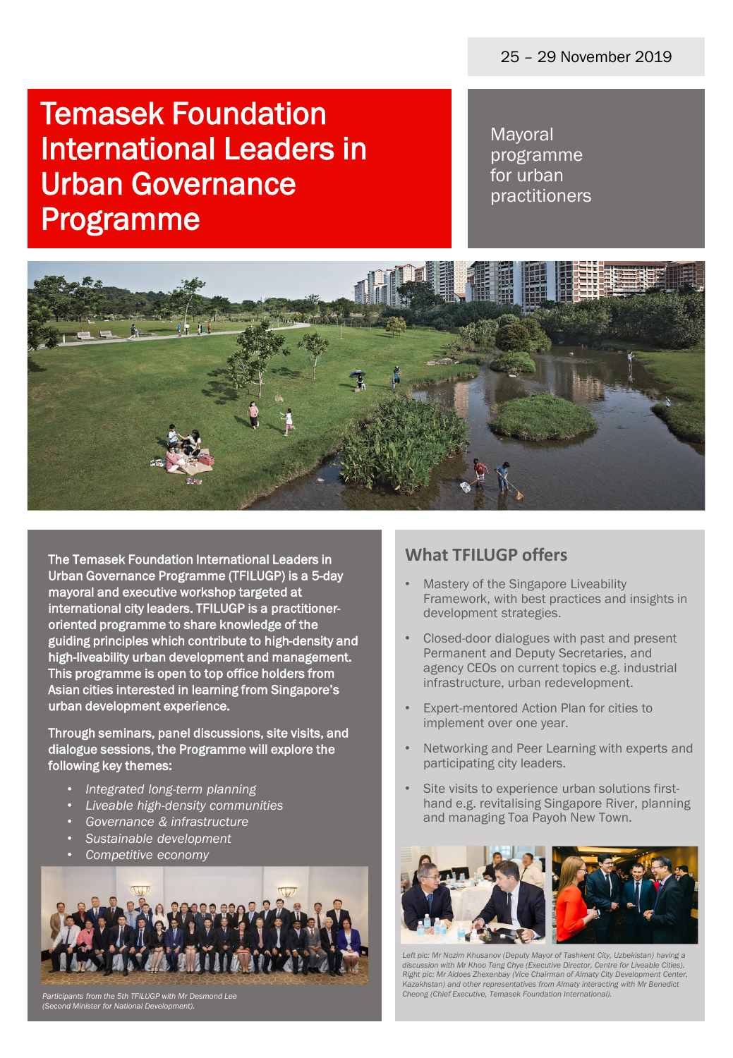25 – 29 November 2019

# Temasek Foundation International Leaders in Urban Governance Programme

Mayoral programme for urban practitioners

**The Temasek Foundation International Leaders in Urban Governance Programme (TFILUGP) is a 5-day mayoral and executive workshop targeted at international city leaders. TFILUGP is a practitioner-oriented programme to share knowledge of the guiding principles which contribute to high-density and high-liveability urban development and management. This programme is open to top office holders from Asian cities interested in learning from Singapore's urban development experience.**

**Through seminars, panel discussions, site visits, and dialogue sessions, the Programme will explore the following key themes:**

- *Integrated long-term planning*
- *Liveable high-density communities*
- *Governance & infrastructure*
- *Sustainable development*
- *Competitive economy*

*Participants from the 5th TFILUGP with Mr Desmond Lee (Second Minister for National Development).*

## What TFILUGP offers

- Mastery of the Singapore Liveability Framework, with best practices and insights in development strategies.
- Closed-door dialogues with past and present Permanent and Deputy Secretaries, and agency CEOs on current topics e.g. industrial infrastructure, urban redevelopment.
- Expert-mentored Action Plan for cities to implement over one year.
- Networking and Peer Learning with experts and participating city leaders.
- Site visits to experience urban solutions first-hand e.g. revitalising Singapore River, planning and managing Toa Payoh New Town.

*Left pic: Mr Nozim Khusanov (Deputy Mayor of Tashkent City, Uzbekistan) having a discussion with Mr Khoo Teng Chye (Executive Director, Centre for Liveable Cities). Right pic: Mr Aidoes Zhexenbay (Vice Chairman of Almaty City Development Center, Kazakhstan) and other representatives from Almaty interacting with Mr Benedict Cheong (Chief Executive, Temasek Foundation International).*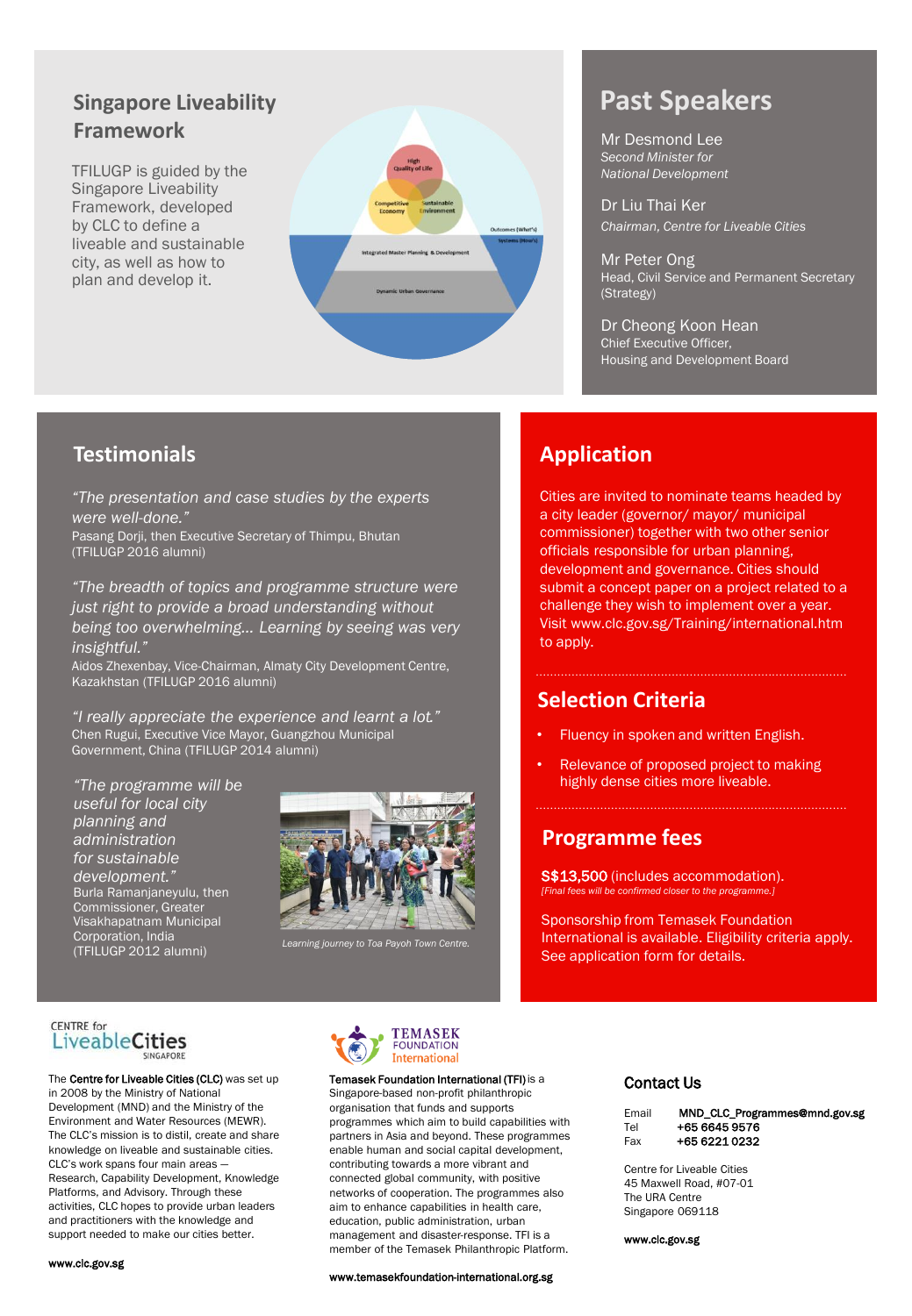## Singapore Liveability Framework

TFILUGP is guided by the Singapore Liveability Framework, developed by CLC to define a liveable and sustainable city, as well as how to plan and develop it.

High Quality of Life
Competitive Economy
Sustainable Environment
Outcomes (What's)
Systems (How's)
Integrated Master Planning & Development
Dynamic Urban Governance

## Past Speakers

Mr Desmond Lee
*Second Minister for National Development*

Dr Liu Thai Ker
*Chairman, Centre for Liveable Cities*

Mr Peter Ong
Head, Civil Service and Permanent Secretary (Strategy)

Dr Cheong Koon Hean
Chief Executive Officer, Housing and Development Board

## Testimonials

*"The presentation and case studies by the experts were well-done."*
Pasang Dorji, then Executive Secretary of Thimpu, Bhutan (TFILUGP 2016 alumni)

*"The breadth of topics and programme structure were just right to provide a broad understanding without being too overwhelming... Learning by seeing was very insightful."*
Aidos Zhexenbay, Vice-Chairman, Almaty City Development Centre, Kazakhstan (TFILUGP 2016 alumni)

*"I really appreciate the experience and learnt a lot."*
Chen Rugui, Executive Vice Mayor, Guangzhou Municipal Government, China (TFILUGP 2014 alumni)

*"The programme will be useful for local city planning and administration for sustainable development."*
Burla Ramanjaneyulu, then Commissioner, Greater Visakhapatnam Municipal Corporation, India (TFILUGP 2012 alumni)

*Learning journey to Toa Payoh Town Centre.*

## Application

Cities are invited to nominate teams headed by a city leader (governor/ mayor/ municipal commissioner) together with two other senior officials responsible for urban planning, development and governance. Cities should submit a concept paper on a project related to a challenge they wish to implement over a year. Visit www.clc.gov.sg/Training/international.htm to apply.

## Selection Criteria

- Fluency in spoken and written English.
- Relevance of proposed project to making highly dense cities more liveable.

## Programme fees

**S$13,500** (includes accommodation).
*[Final fees will be confirmed closer to the programme.]*

Sponsorship from Temasek Foundation International is available. Eligibility criteria apply. See application form for details.

CENTRE for LiveableCities SINGAPORE

The **Centre for Liveable Cities (CLC)** was set up in 2008 by the Ministry of National Development (MND) and the Ministry of the Environment and Water Resources (MEWR). The CLC's mission is to distil, create and share knowledge on liveable and sustainable cities. CLC's work spans four main areas — Research, Capability Development, Knowledge Platforms, and Advisory. Through these activities, CLC hopes to provide urban leaders and practitioners with the knowledge and support needed to make our cities better.

www.clc.gov.sg

TEMASEK FOUNDATION International

**Temasek Foundation International (TFI)** is a Singapore-based non-profit philanthropic organisation that funds and supports programmes which aim to build capabilities with partners in Asia and beyond. These programmes enable human and social capital development, contributing towards a more vibrant and connected global community, with positive networks of cooperation. The programmes also aim to enhance capabilities in health care, education, public administration, urban management and disaster-response. TFI is a member of the Temasek Philanthropic Platform.

www.temasekfoundation-international.org.sg

### Contact Us

Email **MND_CLC_Programmes@mnd.gov.sg**
Tel **+65 6645 9576**
Fax **+65 6221 0232**

Centre for Liveable Cities
45 Maxwell Road, #07-01
The URA Centre
Singapore 069118

www.clc.gov.sg